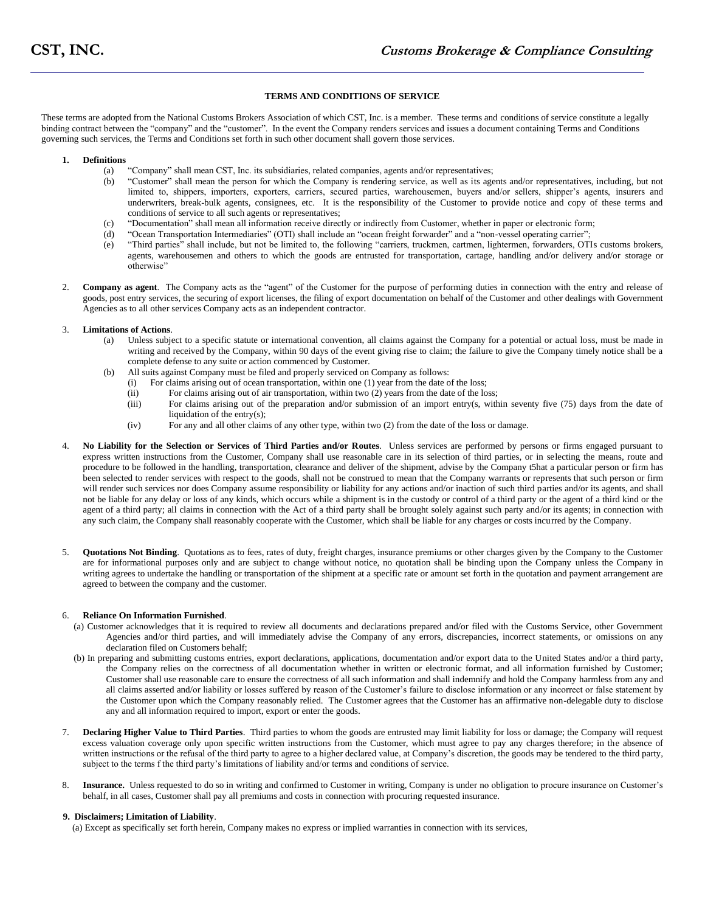**CST, INC.** *Customs Brokerage & Compliance Consulting*

---

**TERMS AND CONDITIONS OF SERVICE**

These terms are adopted from the National Customs Brokers Association of which CST, Inc. is a member. These terms and conditions of service constitute a legally binding contract between the "company" and the "customer". In the event the Company renders services and issues a document containing Terms and Conditions governing such services, the Terms and Conditions set forth in such other document shall govern those services.

1. **Definitions**
   (a) "Company" shall mean CST, Inc. its subsidiaries, related companies, agents and/or representatives;
   (b) "Customer" shall mean the person for which the Company is rendering service, as well as its agents and/or representatives, including, but not limited to, shippers, importers, exporters, carriers, secured parties, warehousemen, buyers and/or sellers, shipper's agents, insurers and underwriters, break-bulk agents, consignees, etc. It is the responsibility of the Customer to provide notice and copy of these terms and conditions of service to all such agents or representatives;
   (c) "Documentation" shall mean all information receive directly or indirectly from Customer, whether in paper or electronic form;
   (d) "Ocean Transportation Intermediaries" (OTI) shall include an "ocean freight forwarder" and a "non-vessel operating carrier";
   (e) "Third parties" shall include, but not be limited to, the following "carriers, truckmen, cartmen, lightermen, forwarders, OTIs customs brokers, agents, warehousemen and others to which the goods are entrusted for transportation, cartage, handling and/or delivery and/or storage or otherwise"

2. **Company as agent**. The Company acts as the "agent" of the Customer for the purpose of performing duties in connection with the entry and release of goods, post entry services, the securing of export licenses, the filing of export documentation on behalf of the Customer and other dealings with Government Agencies as to all other services Company acts as an independent contractor.

3. **Limitations of Actions**.
   (a) Unless subject to a specific statute or international convention, all claims against the Company for a potential or actual loss, must be made in writing and received by the Company, within 90 days of the event giving rise to claim; the failure to give the Company timely notice shall be a complete defense to any suite or action commenced by Customer.
   (b) All suits against Company must be filed and properly serviced on Company as follows:
      (i) For claims arising out of ocean transportation, within one (1) year from the date of the loss;
      (ii) For claims arising out of air transportation, within two (2) years from the date of the loss;
      (iii) For claims arising out of the preparation and/or submission of an import entry(s, within seventy five (75) days from the date of liquidation of the entry(s);
      (iv) For any and all other claims of any other type, within two (2) from the date of the loss or damage.

4. **No Liability for the Selection or Services of Third Parties and/or Routes**. Unless services are performed by persons or firms engaged pursuant to express written instructions from the Customer, Company shall use reasonable care in its selection of third parties, or in selecting the means, route and procedure to be followed in the handling, transportation, clearance and deliver of the shipment, advise by the Company t5hat a particular person or firm has been selected to render services with respect to the goods, shall not be construed to mean that the Company warrants or represents that such person or firm will render such services nor does Company assume responsibility or liability for any actions and/or inaction of such third parties and/or its agents, and shall not be liable for any delay or loss of any kinds, which occurs while a shipment is in the custody or control of a third party or the agent of a third kind or the agent of a third party; all claims in connection with the Act of a third party shall be brought solely against such party and/or its agents; in connection with any such claim, the Company shall reasonably cooperate with the Customer, which shall be liable for any charges or costs incurred by the Company.

5. **Quotations Not Binding**. Quotations as to fees, rates of duty, freight charges, insurance premiums or other charges given by the Company to the Customer are for informational purposes only and are subject to change without notice, no quotation shall be binding upon the Company unless the Company in writing agrees to undertake the handling or transportation of the shipment at a specific rate or amount set forth in the quotation and payment arrangement are agreed to between the company and the customer.

6. **Reliance On Information Furnished**.
   (a) Customer acknowledges that it is required to review all documents and declarations prepared and/or filed with the Customs Service, other Government Agencies and/or third parties, and will immediately advise the Company of any errors, discrepancies, incorrect statements, or omissions on any declaration filed on Customers behalf;
   (b) In preparing and submitting customs entries, export declarations, applications, documentation and/or export data to the United States and/or a third party, the Company relies on the correctness of all documentation whether in written or electronic format, and all information furnished by Customer; Customer shall use reasonable care to ensure the correctness of all such information and shall indemnify and hold the Company harmless from any and all claims asserted and/or liability or losses suffered by reason of the Customer's failure to disclose information or any incorrect or false statement by the Customer upon which the Company reasonably relied. The Customer agrees that the Customer has an affirmative non-delegable duty to disclose any and all information required to import, export or enter the goods.

7. **Declaring Higher Value to Third Parties**. Third parties to whom the goods are entrusted may limit liability for loss or damage; the Company will request excess valuation coverage only upon specific written instructions from the Customer, which must agree to pay any charges therefore; in the absence of written instructions or the refusal of the third party to agree to a higher declared value, at Company's discretion, the goods may be tendered to the third party, subject to the terms f the third party's limitations of liability and/or terms and conditions of service.

8. **Insurance.** Unless requested to do so in writing and confirmed to Customer in writing, Company is under no obligation to procure insurance on Customer's behalf, in all cases, Customer shall pay all premiums and costs in connection with procuring requested insurance.

9. **Disclaimers; Limitation of Liability**.
   (a) Except as specifically set forth herein, Company makes no express or implied warranties in connection with its services,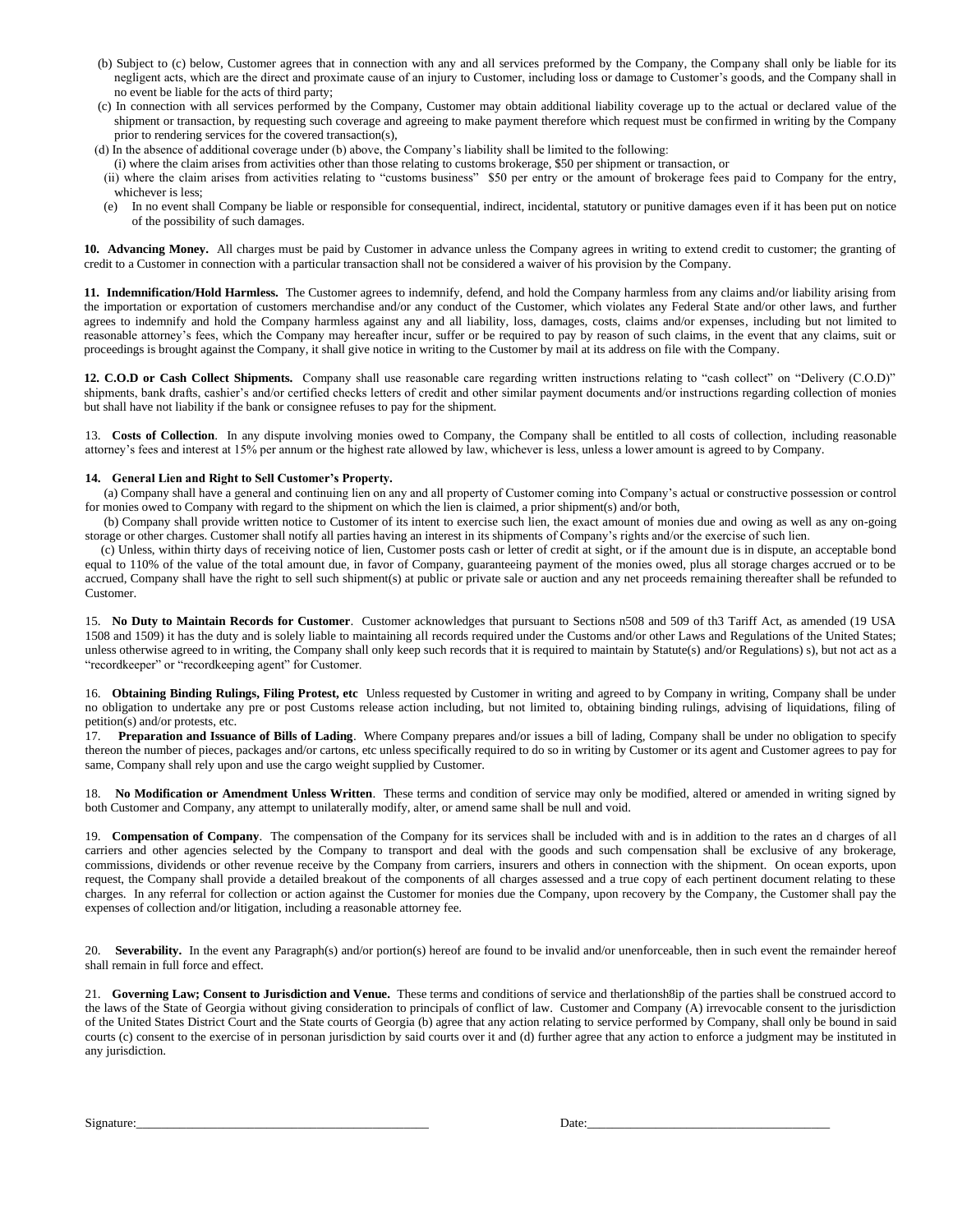(b) Subject to (c) below, Customer agrees that in connection with any and all services preformed by the Company, the Company shall only be liable for its negligent acts, which are the direct and proximate cause of an injury to Customer, including loss or damage to Customer's goods, and the Company shall in no event be liable for the acts of third party;

(c) In connection with all services performed by the Company, Customer may obtain additional liability coverage up to the actual or declared value of the shipment or transaction, by requesting such coverage and agreeing to make payment therefore which request must be confirmed in writing by the Company prior to rendering services for the covered transaction(s),

(d) In the absence of additional coverage under (b) above, the Company's liability shall be limited to the following:

(i) where the claim arises from activities other than those relating to customs brokerage, \$50 per shipment or transaction, or

(ii) where the claim arises from activities relating to "customs business" \$50 per entry or the amount of brokerage fees paid to Company for the entry, whichever is less;

(e) In no event shall Company be liable or responsible for consequential, indirect, incidental, statutory or punitive damages even if it has been put on notice of the possibility of such damages.

**10. Advancing Money.** All charges must be paid by Customer in advance unless the Company agrees in writing to extend credit to customer; the granting of credit to a Customer in connection with a particular transaction shall not be considered a waiver of his provision by the Company.

**11. Indemnification/Hold Harmless.** The Customer agrees to indemnify, defend, and hold the Company harmless from any claims and/or liability arising from the importation or exportation of customers merchandise and/or any conduct of the Customer, which violates any Federal State and/or other laws, and further agrees to indemnify and hold the Company harmless against any and all liability, loss, damages, costs, claims and/or expenses, including but not limited to reasonable attorney's fees, which the Company may hereafter incur, suffer or be required to pay by reason of such claims, in the event that any claims, suit or proceedings is brought against the Company, it shall give notice in writing to the Customer by mail at its address on file with the Company.

**12. C.O.D or Cash Collect Shipments.** Company shall use reasonable care regarding written instructions relating to "cash collect" on "Delivery (C.O.D)" shipments, bank drafts, cashier's and/or certified checks letters of credit and other similar payment documents and/or instructions regarding collection of monies but shall have not liability if the bank or consignee refuses to pay for the shipment.

13. **Costs of Collection**. In any dispute involving monies owed to Company, the Company shall be entitled to all costs of collection, including reasonable attorney's fees and interest at 15% per annum or the highest rate allowed by law, whichever is less, unless a lower amount is agreed to by Company.

**14. General Lien and Right to Sell Customer's Property.**

(a) Company shall have a general and continuing lien on any and all property of Customer coming into Company's actual or constructive possession or control for monies owed to Company with regard to the shipment on which the lien is claimed, a prior shipment(s) and/or both,

(b) Company shall provide written notice to Customer of its intent to exercise such lien, the exact amount of monies due and owing as well as any on-going storage or other charges. Customer shall notify all parties having an interest in its shipments of Company's rights and/or the exercise of such lien.

(c) Unless, within thirty days of receiving notice of lien, Customer posts cash or letter of credit at sight, or if the amount due is in dispute, an acceptable bond equal to 110% of the value of the total amount due, in favor of Company, guaranteeing payment of the monies owed, plus all storage charges accrued or to be accrued, Company shall have the right to sell such shipment(s) at public or private sale or auction and any net proceeds remaining thereafter shall be refunded to Customer.

15. **No Duty to Maintain Records for Customer**. Customer acknowledges that pursuant to Sections n508 and 509 of th3 Tariff Act, as amended (19 USA 1508 and 1509) it has the duty and is solely liable to maintaining all records required under the Customs and/or other Laws and Regulations of the United States; unless otherwise agreed to in writing, the Company shall only keep such records that it is required to maintain by Statute(s) and/or Regulations) s), but not act as a "recordkeeper" or "recordkeeping agent" for Customer.

16. **Obtaining Binding Rulings, Filing Protest, etc** Unless requested by Customer in writing and agreed to by Company in writing, Company shall be under no obligation to undertake any pre or post Customs release action including, but not limited to, obtaining binding rulings, advising of liquidations, filing of petition(s) and/or protests, etc.

17. **Preparation and Issuance of Bills of Lading**. Where Company prepares and/or issues a bill of lading, Company shall be under no obligation to specify thereon the number of pieces, packages and/or cartons, etc unless specifically required to do so in writing by Customer or its agent and Customer agrees to pay for same, Company shall rely upon and use the cargo weight supplied by Customer.

18. **No Modification or Amendment Unless Written**. These terms and condition of service may only be modified, altered or amended in writing signed by both Customer and Company, any attempt to unilaterally modify, alter, or amend same shall be null and void.

19. **Compensation of Company**. The compensation of the Company for its services shall be included with and is in addition to the rates an d charges of all carriers and other agencies selected by the Company to transport and deal with the goods and such compensation shall be exclusive of any brokerage, commissions, dividends or other revenue receive by the Company from carriers, insurers and others in connection with the shipment. On ocean exports, upon request, the Company shall provide a detailed breakout of the components of all charges assessed and a true copy of each pertinent document relating to these charges. In any referral for collection or action against the Customer for monies due the Company, upon recovery by the Company, the Customer shall pay the expenses of collection and/or litigation, including a reasonable attorney fee.

20. **Severability.** In the event any Paragraph(s) and/or portion(s) hereof are found to be invalid and/or unenforceable, then in such event the remainder hereof shall remain in full force and effect.

21. **Governing Law; Consent to Jurisdiction and Venue.** These terms and conditions of service and therlationsh8ip of the parties shall be construed accord to the laws of the State of Georgia without giving consideration to principals of conflict of law. Customer and Company (A) irrevocable consent to the jurisdiction of the United States District Court and the State courts of Georgia (b) agree that any action relating to service performed by Company, shall only be bound in said courts (c) consent to the exercise of in personan jurisdiction by said courts over it and (d) further agree that any action to enforce a judgment may be instituted in any jurisdiction.

Signature:_______________________________________________ Date:________________________________________